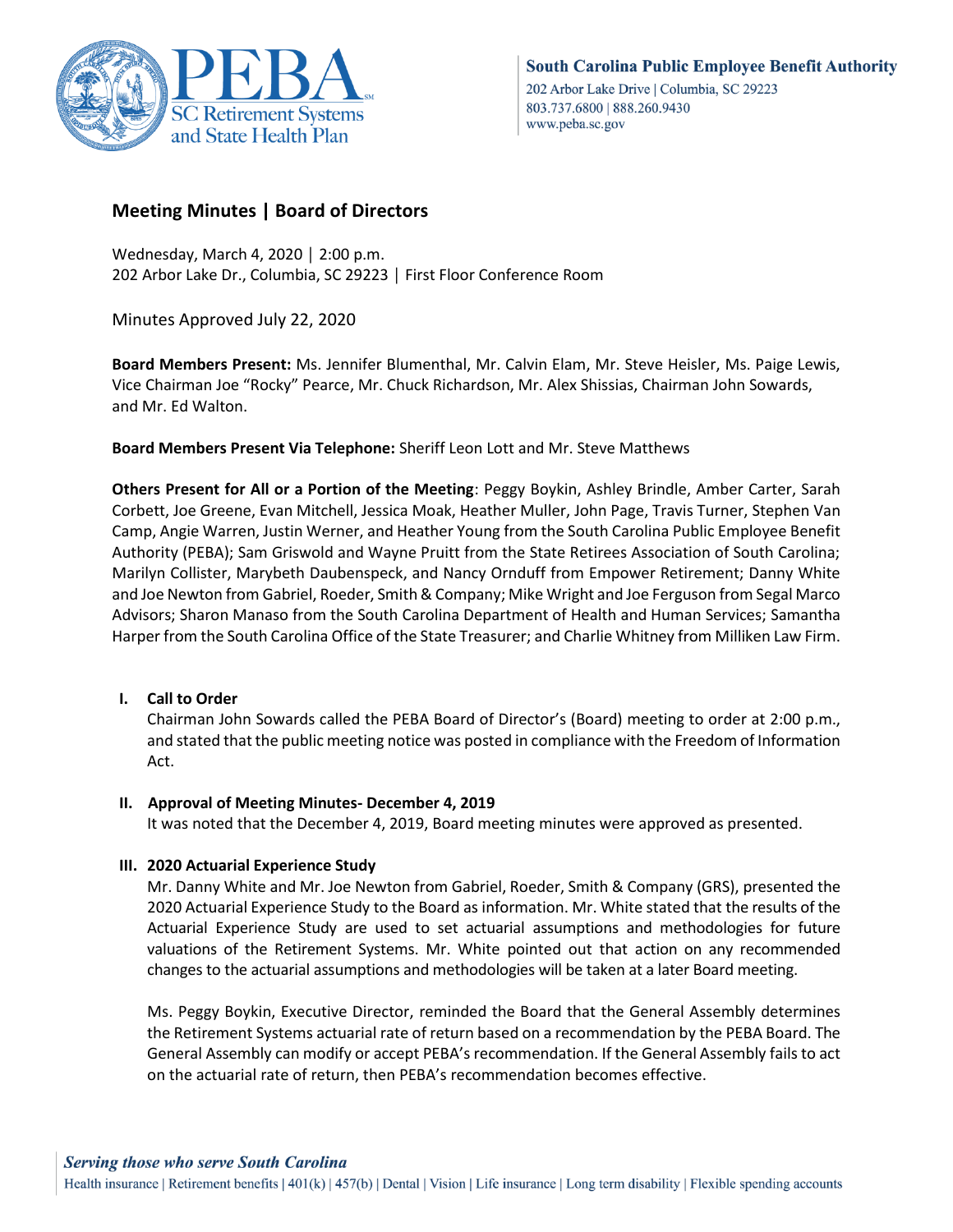South Carolina Public Employee Benefit Authority
202 Arbor Lake Drive | Columbia, SC 29223
803.737.6800 | 888.260.9430
www.peba.sc.gov

# Meeting Minutes | Board of Directors

Wednesday, March 4, 2020 | 2:00 p.m.
202 Arbor Lake Dr., Columbia, SC 29223 | First Floor Conference Room

Minutes Approved July 22, 2020

**Board Members Present:** Ms. Jennifer Blumenthal, Mr. Calvin Elam, Mr. Steve Heisler, Ms. Paige Lewis, Vice Chairman Joe "Rocky" Pearce, Mr. Chuck Richardson, Mr. Alex Shissias, Chairman John Sowards, and Mr. Ed Walton.

**Board Members Present Via Telephone:** Sheriff Leon Lott and Mr. Steve Matthews

**Others Present for All or a Portion of the Meeting**: Peggy Boykin, Ashley Brindle, Amber Carter, Sarah Corbett, Joe Greene, Evan Mitchell, Jessica Moak, Heather Muller, John Page, Travis Turner, Stephen Van Camp, Angie Warren, Justin Werner, and Heather Young from the South Carolina Public Employee Benefit Authority (PEBA); Sam Griswold and Wayne Pruitt from the State Retirees Association of South Carolina; Marilyn Collister, Marybeth Daubenspeck, and Nancy Ornduff from Empower Retirement; Danny White and Joe Newton from Gabriel, Roeder, Smith & Company; Mike Wright and Joe Ferguson from Segal Marco Advisors; Sharon Manaso from the South Carolina Department of Health and Human Services; Samantha Harper from the South Carolina Office of the State Treasurer; and Charlie Whitney from Milliken Law Firm.

## I. Call to Order

Chairman John Sowards called the PEBA Board of Director's (Board) meeting to order at 2:00 p.m., and stated that the public meeting notice was posted in compliance with the Freedom of Information Act.

## II. Approval of Meeting Minutes- December 4, 2019

It was noted that the December 4, 2019, Board meeting minutes were approved as presented.

## III. 2020 Actuarial Experience Study

Mr. Danny White and Mr. Joe Newton from Gabriel, Roeder, Smith & Company (GRS), presented the 2020 Actuarial Experience Study to the Board as information. Mr. White stated that the results of the Actuarial Experience Study are used to set actuarial assumptions and methodologies for future valuations of the Retirement Systems. Mr. White pointed out that action on any recommended changes to the actuarial assumptions and methodologies will be taken at a later Board meeting.

Ms. Peggy Boykin, Executive Director, reminded the Board that the General Assembly determines the Retirement Systems actuarial rate of return based on a recommendation by the PEBA Board. The General Assembly can modify or accept PEBA's recommendation. If the General Assembly fails to act on the actuarial rate of return, then PEBA's recommendation becomes effective.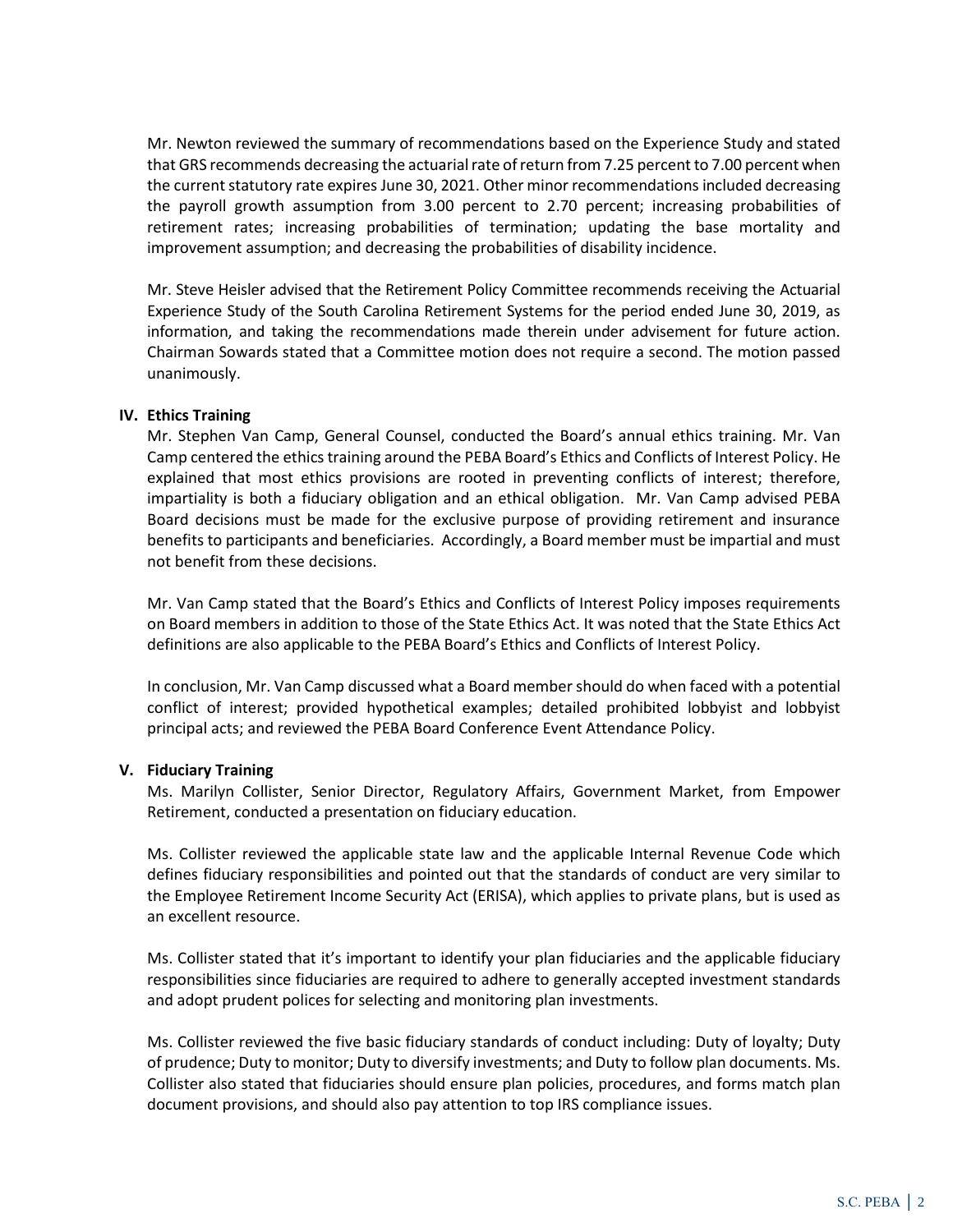Mr. Newton reviewed the summary of recommendations based on the Experience Study and stated that GRS recommends decreasing the actuarial rate of return from 7.25 percent to 7.00 percent when the current statutory rate expires June 30, 2021. Other minor recommendations included decreasing the payroll growth assumption from 3.00 percent to 2.70 percent; increasing probabilities of retirement rates; increasing probabilities of termination; updating the base mortality and improvement assumption; and decreasing the probabilities of disability incidence.

Mr. Steve Heisler advised that the Retirement Policy Committee recommends receiving the Actuarial Experience Study of the South Carolina Retirement Systems for the period ended June 30, 2019, as information, and taking the recommendations made therein under advisement for future action. Chairman Sowards stated that a Committee motion does not require a second. The motion passed unanimously.

## IV. Ethics Training

Mr. Stephen Van Camp, General Counsel, conducted the Board's annual ethics training. Mr. Van Camp centered the ethics training around the PEBA Board's Ethics and Conflicts of Interest Policy. He explained that most ethics provisions are rooted in preventing conflicts of interest; therefore, impartiality is both a fiduciary obligation and an ethical obligation. Mr. Van Camp advised PEBA Board decisions must be made for the exclusive purpose of providing retirement and insurance benefits to participants and beneficiaries. Accordingly, a Board member must be impartial and must not benefit from these decisions.

Mr. Van Camp stated that the Board's Ethics and Conflicts of Interest Policy imposes requirements on Board members in addition to those of the State Ethics Act. It was noted that the State Ethics Act definitions are also applicable to the PEBA Board's Ethics and Conflicts of Interest Policy.

In conclusion, Mr. Van Camp discussed what a Board member should do when faced with a potential conflict of interest; provided hypothetical examples; detailed prohibited lobbyist and lobbyist principal acts; and reviewed the PEBA Board Conference Event Attendance Policy.

## V. Fiduciary Training

Ms. Marilyn Collister, Senior Director, Regulatory Affairs, Government Market, from Empower Retirement, conducted a presentation on fiduciary education.

Ms. Collister reviewed the applicable state law and the applicable Internal Revenue Code which defines fiduciary responsibilities and pointed out that the standards of conduct are very similar to the Employee Retirement Income Security Act (ERISA), which applies to private plans, but is used as an excellent resource.

Ms. Collister stated that it's important to identify your plan fiduciaries and the applicable fiduciary responsibilities since fiduciaries are required to adhere to generally accepted investment standards and adopt prudent polices for selecting and monitoring plan investments.

Ms. Collister reviewed the five basic fiduciary standards of conduct including: Duty of loyalty; Duty of prudence; Duty to monitor; Duty to diversify investments; and Duty to follow plan documents. Ms. Collister also stated that fiduciaries should ensure plan policies, procedures, and forms match plan document provisions, and should also pay attention to top IRS compliance issues.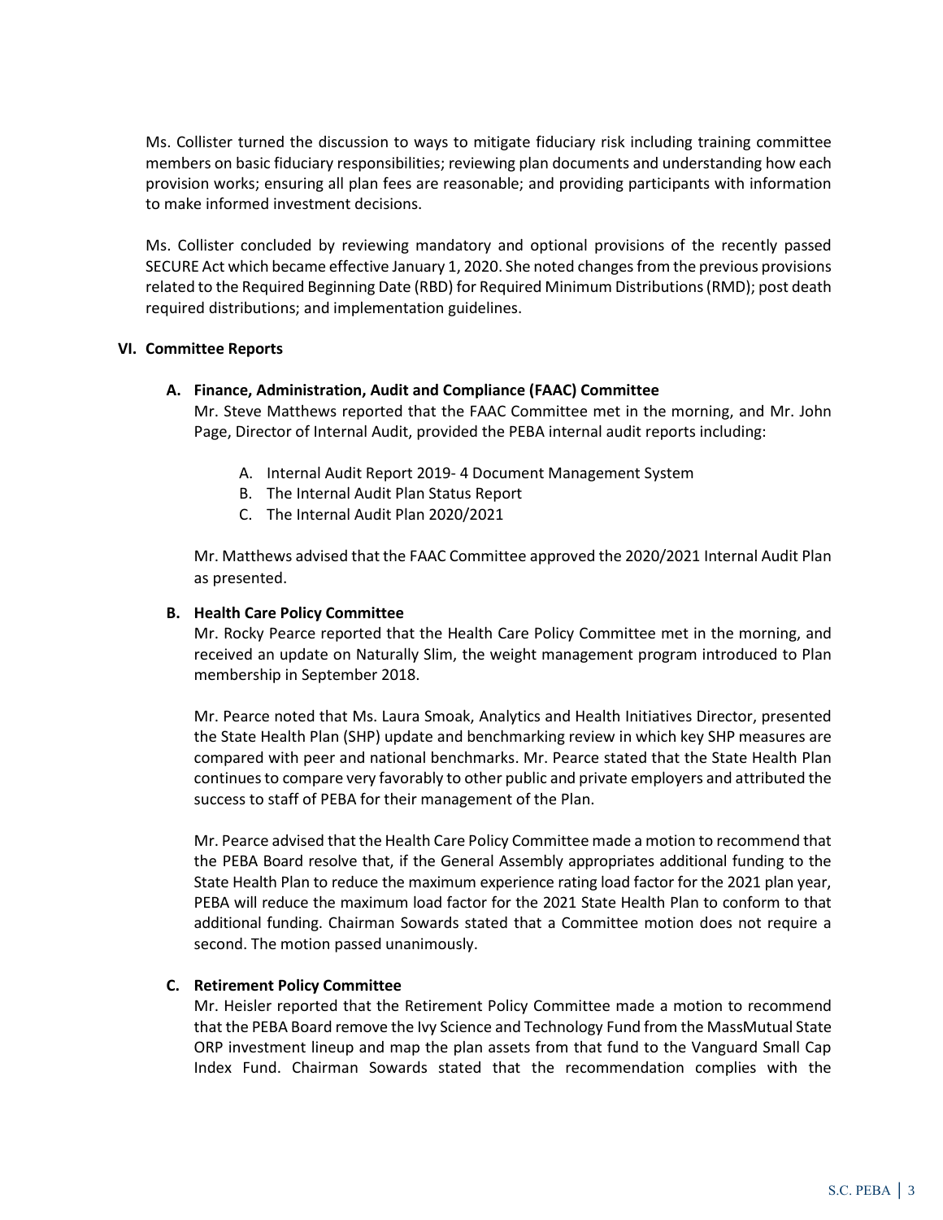Ms. Collister turned the discussion to ways to mitigate fiduciary risk including training committee members on basic fiduciary responsibilities; reviewing plan documents and understanding how each provision works; ensuring all plan fees are reasonable; and providing participants with information to make informed investment decisions.

Ms. Collister concluded by reviewing mandatory and optional provisions of the recently passed SECURE Act which became effective January 1, 2020. She noted changes from the previous provisions related to the Required Beginning Date (RBD) for Required Minimum Distributions (RMD); post death required distributions; and implementation guidelines.

## VI. Committee Reports

### A. Finance, Administration, Audit and Compliance (FAAC) Committee

Mr. Steve Matthews reported that the FAAC Committee met in the morning, and Mr. John Page, Director of Internal Audit, provided the PEBA internal audit reports including:

A. Internal Audit Report 2019- 4 Document Management System
B. The Internal Audit Plan Status Report
C. The Internal Audit Plan 2020/2021

Mr. Matthews advised that the FAAC Committee approved the 2020/2021 Internal Audit Plan as presented.

### B. Health Care Policy Committee

Mr. Rocky Pearce reported that the Health Care Policy Committee met in the morning, and received an update on Naturally Slim, the weight management program introduced to Plan membership in September 2018.

Mr. Pearce noted that Ms. Laura Smoak, Analytics and Health Initiatives Director, presented the State Health Plan (SHP) update and benchmarking review in which key SHP measures are compared with peer and national benchmarks. Mr. Pearce stated that the State Health Plan continues to compare very favorably to other public and private employers and attributed the success to staff of PEBA for their management of the Plan.

Mr. Pearce advised that the Health Care Policy Committee made a motion to recommend that the PEBA Board resolve that, if the General Assembly appropriates additional funding to the State Health Plan to reduce the maximum experience rating load factor for the 2021 plan year, PEBA will reduce the maximum load factor for the 2021 State Health Plan to conform to that additional funding. Chairman Sowards stated that a Committee motion does not require a second. The motion passed unanimously.

### C. Retirement Policy Committee

Mr. Heisler reported that the Retirement Policy Committee made a motion to recommend that the PEBA Board remove the Ivy Science and Technology Fund from the MassMutual State ORP investment lineup and map the plan assets from that fund to the Vanguard Small Cap Index Fund. Chairman Sowards stated that the recommendation complies with the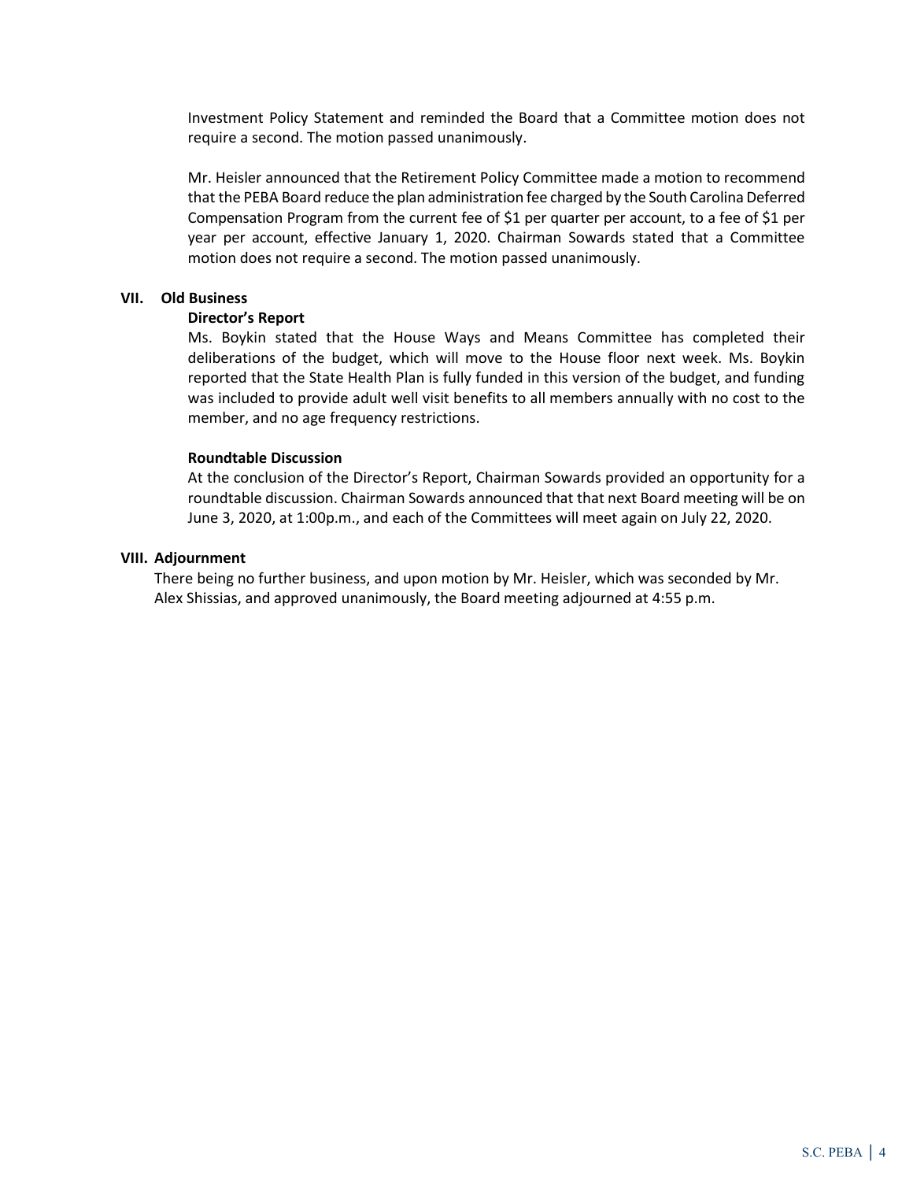Investment Policy Statement and reminded the Board that a Committee motion does not require a second. The motion passed unanimously.

Mr. Heisler announced that the Retirement Policy Committee made a motion to recommend that the PEBA Board reduce the plan administration fee charged by the South Carolina Deferred Compensation Program from the current fee of $1 per quarter per account, to a fee of $1 per year per account, effective January 1, 2020. Chairman Sowards stated that a Committee motion does not require a second. The motion passed unanimously.

## VII. Old Business

**Director's Report**

Ms. Boykin stated that the House Ways and Means Committee has completed their deliberations of the budget, which will move to the House floor next week. Ms. Boykin reported that the State Health Plan is fully funded in this version of the budget, and funding was included to provide adult well visit benefits to all members annually with no cost to the member, and no age frequency restrictions.

**Roundtable Discussion**

At the conclusion of the Director's Report, Chairman Sowards provided an opportunity for a roundtable discussion. Chairman Sowards announced that that next Board meeting will be on June 3, 2020, at 1:00p.m., and each of the Committees will meet again on July 22, 2020.

## VIII. Adjournment

There being no further business, and upon motion by Mr. Heisler, which was seconded by Mr. Alex Shissias, and approved unanimously, the Board meeting adjourned at 4:55 p.m.